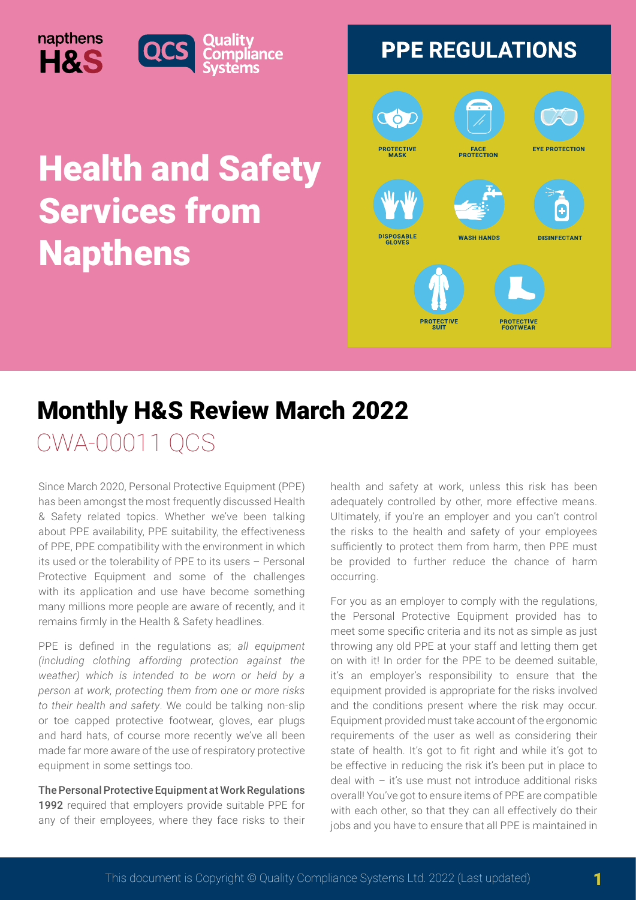napthens H&S

QCS Quality Compliance Systems

# Health and Safety Services from Napthens

## PPE REGULATIONS

PROTECTIVE MASK

FACE PROTECTION

EYE PROTECTION

DISPOSABLE GLOVES

WASH HANDS

DISINFECTANT

PROTECTIVE SUIT

PROTECTIVE FOOTWEAR

## Monthly H&S Review March 2022

CWA-00011 QCS

Since March 2020, Personal Protective Equipment (PPE) has been amongst the most frequently discussed Health & Safety related topics. Whether we've been talking about PPE availability, PPE suitability, the effectiveness of PPE, PPE compatibility with the environment in which its used or the tolerability of PPE to its users – Personal Protective Equipment and some of the challenges with its application and use have become something many millions more people are aware of recently, and it remains firmly in the Health & Safety headlines.

PPE is defined in the regulations as; *all equipment (including clothing affording protection against the weather) which is intended to be worn or held by a person at work, protecting them from one or more risks to their health and safety*. We could be talking non-slip or toe capped protective footwear, gloves, ear plugs and hard hats, of course more recently we've all been made far more aware of the use of respiratory protective equipment in some settings too.

**The Personal Protective Equipment at Work Regulations 1992** required that employers provide suitable PPE for any of their employees, where they face risks to their health and safety at work, unless this risk has been adequately controlled by other, more effective means. Ultimately, if you're an employer and you can't control the risks to the health and safety of your employees sufficiently to protect them from harm, then PPE must be provided to further reduce the chance of harm occurring.

For you as an employer to comply with the regulations, the Personal Protective Equipment provided has to meet some specific criteria and its not as simple as just throwing any old PPE at your staff and letting them get on with it! In order for the PPE to be deemed suitable, it's an employer's responsibility to ensure that the equipment provided is appropriate for the risks involved and the conditions present where the risk may occur. Equipment provided must take account of the ergonomic requirements of the user as well as considering their state of health. It's got to fit right and while it's got to be effective in reducing the risk it's been put in place to deal with – it's use must not introduce additional risks overall! You've got to ensure items of PPE are compatible with each other, so that they can all effectively do their jobs and you have to ensure that all PPE is maintained in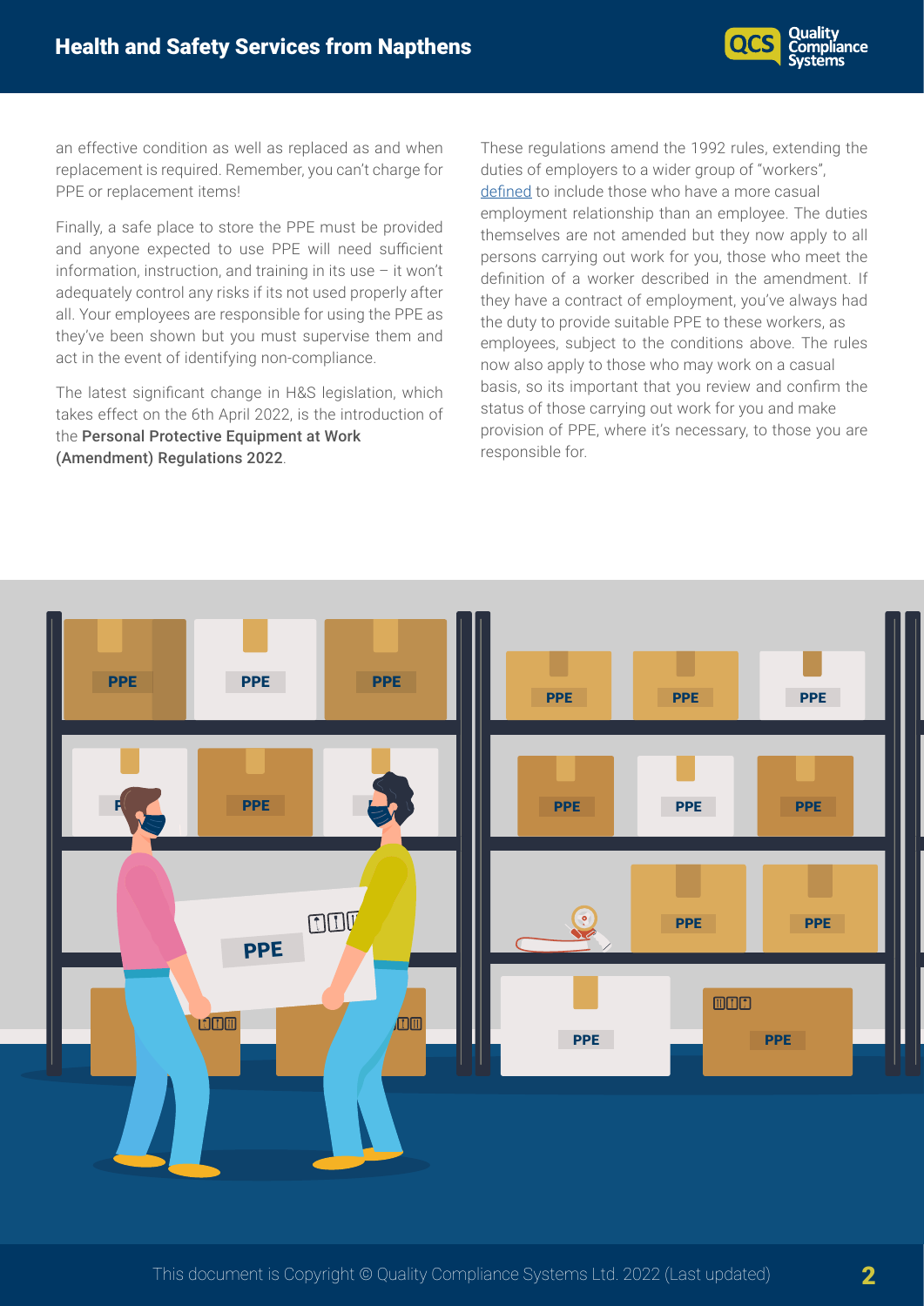an effective condition as well as replaced as and when replacement is required. Remember, you can't charge for PPE or replacement items!

Finally, a safe place to store the PPE must be provided and anyone expected to use PPE will need sufficient information, instruction, and training in its use – it won't adequately control any risks if its not used properly after all. Your employees are responsible for using the PPE as they've been shown but you must supervise them and act in the event of identifying non-compliance.

The latest significant change in H&S legislation, which takes effect on the 6th April 2022, is the introduction of the **Personal Protective Equipment at Work (Amendment) Regulations 2022**.

These regulations amend the 1992 rules, extending the duties of employers to a wider group of "workers", defined to include those who have a more casual employment relationship than an employee. The duties themselves are not amended but they now apply to all persons carrying out work for you, those who meet the definition of a worker described in the amendment. If they have a contract of employment, you've always had the duty to provide suitable PPE to these workers, as employees, subject to the conditions above. The rules now also apply to those who may work on a casual basis, so its important that you review and confirm the status of those carrying out work for you and make provision of PPE, where it's necessary, to those you are responsible for.